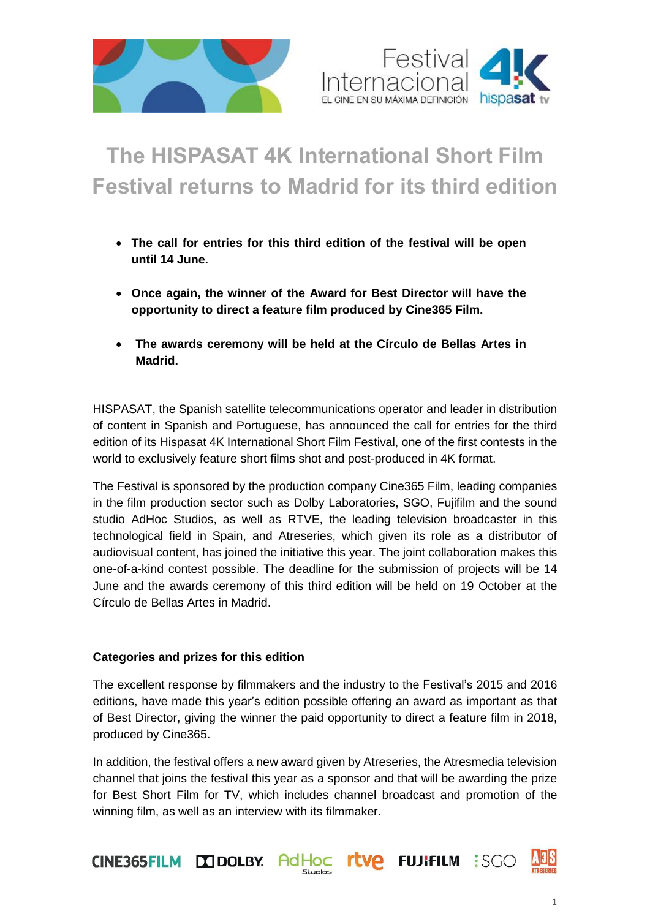# The HISPASAT 4K International Short Film Festival returns to Madrid for its third edition

- **The call for entries for this third edition of the festival will be open until 14 June.**
- **Once again, the winner of the Award for Best Director will have the opportunity to direct a feature film produced by Cine365 Film.**
- **The awards ceremony will be held at the Círculo de Bellas Artes in Madrid.**

HISPASAT, the Spanish satellite telecommunications operator and leader in distribution of content in Spanish and Portuguese, has announced the call for entries for the third edition of its Hispasat 4K International Short Film Festival, one of the first contests in the world to exclusively feature short films shot and post-produced in 4K format.

The Festival is sponsored by the production company Cine365 Film, leading companies in the film production sector such as Dolby Laboratories, SGO, Fujifilm and the sound studio AdHoc Studios, as well as RTVE, the leading television broadcaster in this technological field in Spain, and Atreseries, which given its role as a distributor of audiovisual content, has joined the initiative this year. The joint collaboration makes this one-of-a-kind contest possible. The deadline for the submission of projects will be 14 June and the awards ceremony of this third edition will be held on 19 October at the Círculo de Bellas Artes in Madrid.

### Categories and prizes for this edition

The excellent response by filmmakers and the industry to the Festival's 2015 and 2016 editions, have made this year's edition possible offering an award as important as that of Best Director, giving the winner the paid opportunity to direct a feature film in 2018, produced by Cine365.

In addition, the festival offers a new award given by Atreseries, the Atresmedia television channel that joins the festival this year as a sponsor and that will be awarding the prize for Best Short Film for TV, which includes channel broadcast and promotion of the winning film, as well as an interview with its filmmaker.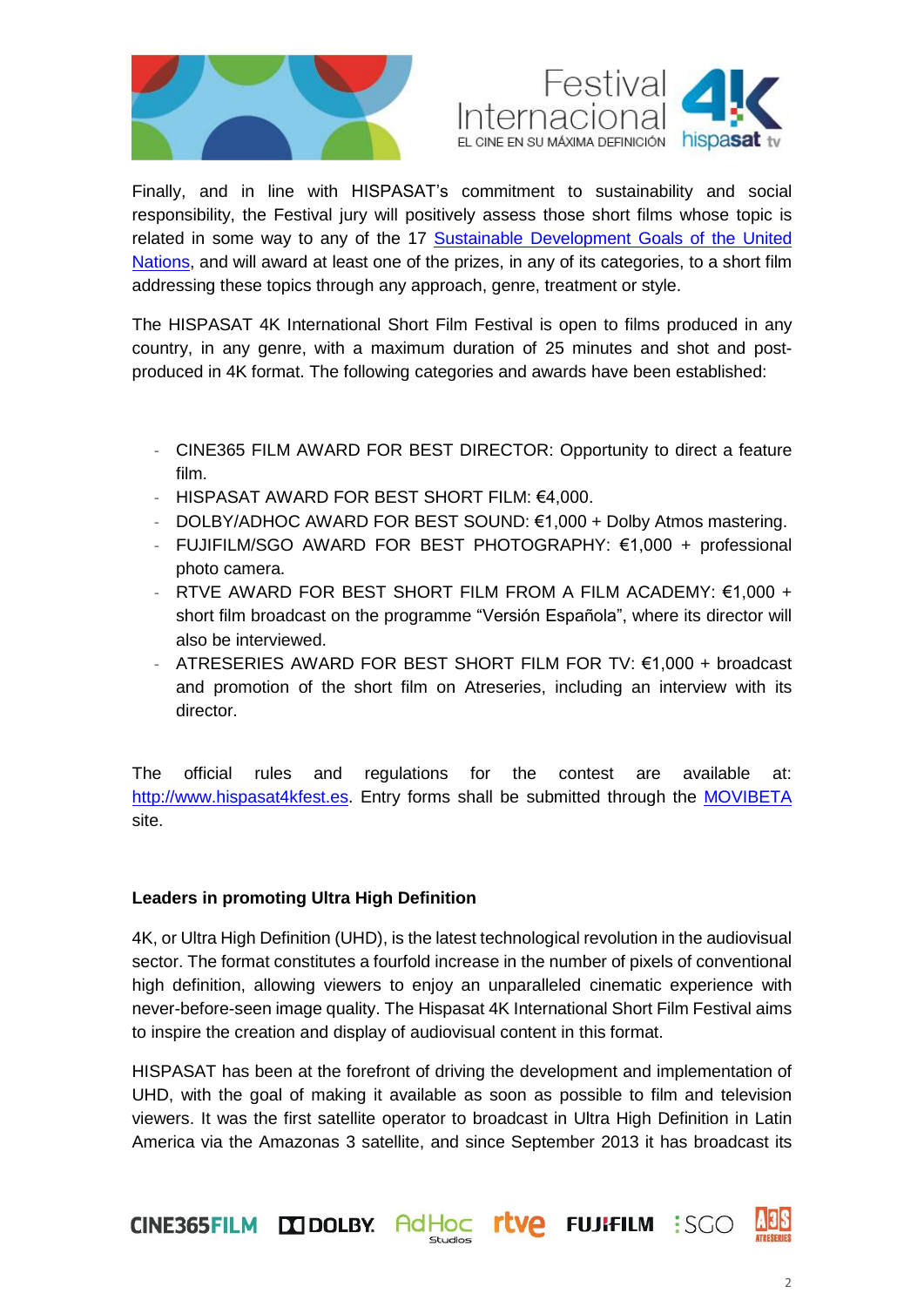Finally, and in line with HISPASAT's commitment to sustainability and social responsibility, the Festival jury will positively assess those short films whose topic is related in some way to any of the 17 [Sustainable Development Goals of the United Nations](), and will award at least one of the prizes, in any of its categories, to a short film addressing these topics through any approach, genre, treatment or style.

The HISPASAT 4K International Short Film Festival is open to films produced in any country, in any genre, with a maximum duration of 25 minutes and shot and post-produced in 4K format. The following categories and awards have been established:

- CINE365 FILM AWARD FOR BEST DIRECTOR: Opportunity to direct a feature film.
- HISPASAT AWARD FOR BEST SHORT FILM: €4,000.
- DOLBY/ADHOC AWARD FOR BEST SOUND: €1,000 + Dolby Atmos mastering.
- FUJIFILM/SGO AWARD FOR BEST PHOTOGRAPHY: €1,000 + professional photo camera.
- RTVE AWARD FOR BEST SHORT FILM FROM A FILM ACADEMY: €1,000 + short film broadcast on the programme "Versión Española", where its director will also be interviewed.
- ATRESERIES AWARD FOR BEST SHORT FILM FOR TV: €1,000 + broadcast and promotion of the short film on Atreseries, including an interview with its director.

The official rules and regulations for the contest are available at: http://www.hispasat4kfest.es. Entry forms shall be submitted through the MOVIBETA site.

**Leaders in promoting Ultra High Definition**

4K, or Ultra High Definition (UHD), is the latest technological revolution in the audiovisual sector. The format constitutes a fourfold increase in the number of pixels of conventional high definition, allowing viewers to enjoy an unparalleled cinematic experience with never-before-seen image quality. The Hispasat 4K International Short Film Festival aims to inspire the creation and display of audiovisual content in this format.

HISPASAT has been at the forefront of driving the development and implementation of UHD, with the goal of making it available as soon as possible to film and television viewers. It was the first satellite operator to broadcast in Ultra High Definition in Latin America via the Amazonas 3 satellite, and since September 2013 it has broadcast its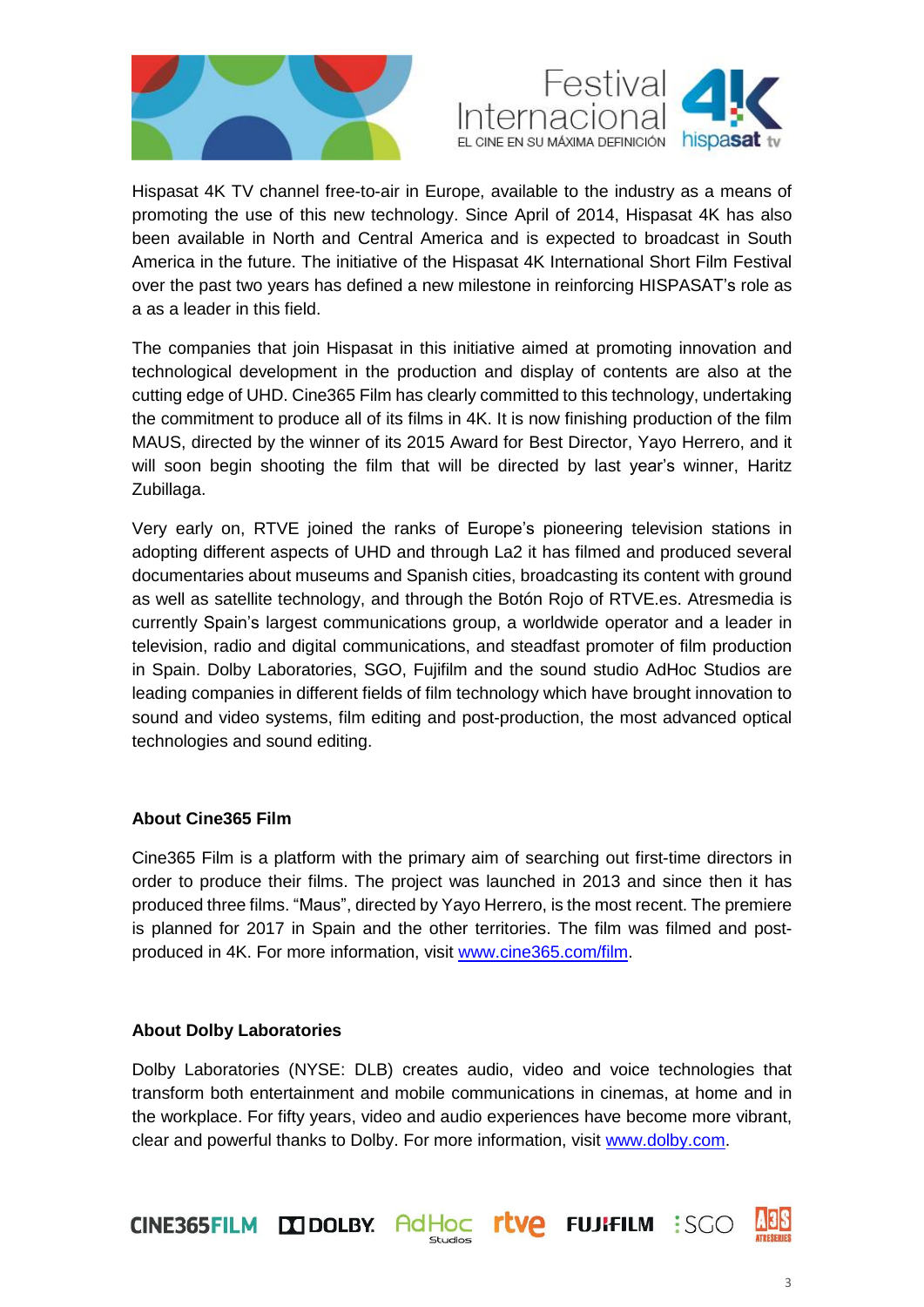Hispasat 4K TV channel free-to-air in Europe, available to the industry as a means of promoting the use of this new technology. Since April of 2014, Hispasat 4K has also been available in North and Central America and is expected to broadcast in South America in the future. The initiative of the Hispasat 4K International Short Film Festival over the past two years has defined a new milestone in reinforcing HISPASAT's role as a as a leader in this field.

The companies that join Hispasat in this initiative aimed at promoting innovation and technological development in the production and display of contents are also at the cutting edge of UHD. Cine365 Film has clearly committed to this technology, undertaking the commitment to produce all of its films in 4K. It is now finishing production of the film MAUS, directed by the winner of its 2015 Award for Best Director, Yayo Herrero, and it will soon begin shooting the film that will be directed by last year's winner, Haritz Zubillaga.

Very early on, RTVE joined the ranks of Europe's pioneering television stations in adopting different aspects of UHD and through La2 it has filmed and produced several documentaries about museums and Spanish cities, broadcasting its content with ground as well as satellite technology, and through the Botón Rojo of RTVE.es. Atresmedia is currently Spain's largest communications group, a worldwide operator and a leader in television, radio and digital communications, and steadfast promoter of film production in Spain. Dolby Laboratories, SGO, Fujifilm and the sound studio AdHoc Studios are leading companies in different fields of film technology which have brought innovation to sound and video systems, film editing and post-production, the most advanced optical technologies and sound editing.

**About Cine365 Film**

Cine365 Film is a platform with the primary aim of searching out first-time directors in order to produce their films. The project was launched in 2013 and since then it has produced three films. "Maus", directed by Yayo Herrero, is the most recent. The premiere is planned for 2017 in Spain and the other territories. The film was filmed and post-produced in 4K. For more information, visit www.cine365.com/film.

**About Dolby Laboratories**

Dolby Laboratories (NYSE: DLB) creates audio, video and voice technologies that transform both entertainment and mobile communications in cinemas, at home and in the workplace. For fifty years, video and audio experiences have become more vibrant, clear and powerful thanks to Dolby. For more information, visit www.dolby.com.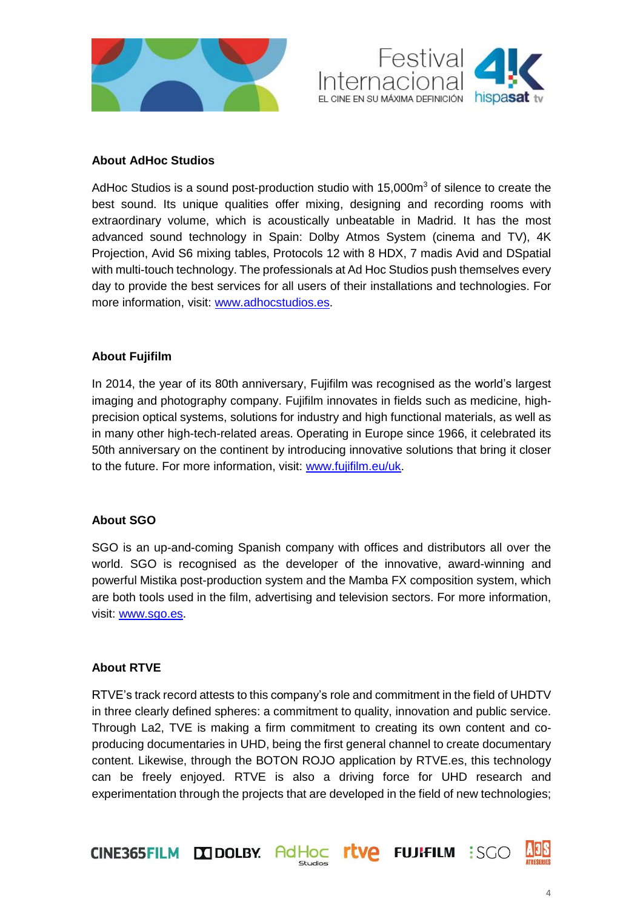## About AdHoc Studios

AdHoc Studios is a sound post-production studio with 15,000m$^3$ of silence to create the best sound. Its unique qualities offer mixing, designing and recording rooms with extraordinary volume, which is acoustically unbeatable in Madrid. It has the most advanced sound technology in Spain: Dolby Atmos System (cinema and TV), 4K Projection, Avid S6 mixing tables, Protocols 12 with 8 HDX, 7 madis Avid and DSpatial with multi-touch technology. The professionals at Ad Hoc Studios push themselves every day to provide the best services for all users of their installations and technologies. For more information, visit: www.adhocstudios.es.

## About Fujifilm

In 2014, the year of its 80th anniversary, Fujifilm was recognised as the world's largest imaging and photography company. Fujifilm innovates in fields such as medicine, high-precision optical systems, solutions for industry and high functional materials, as well as in many other high-tech-related areas. Operating in Europe since 1966, it celebrated its 50th anniversary on the continent by introducing innovative solutions that bring it closer to the future. For more information, visit: www.fujifilm.eu/uk.

## About SGO

SGO is an up-and-coming Spanish company with offices and distributors all over the world. SGO is recognised as the developer of the innovative, award-winning and powerful Mistika post-production system and the Mamba FX composition system, which are both tools used in the film, advertising and television sectors. For more information, visit: www.sgo.es.

## About RTVE

RTVE's track record attests to this company's role and commitment in the field of UHDTV in three clearly defined spheres: a commitment to quality, innovation and public service. Through La2, TVE is making a firm commitment to creating its own content and co-producing documentaries in UHD, being the first general channel to create documentary content. Likewise, through the BOTON ROJO application by RTVE.es, this technology can be freely enjoyed. RTVE is also a driving force for UHD research and experimentation through the projects that are developed in the field of new technologies;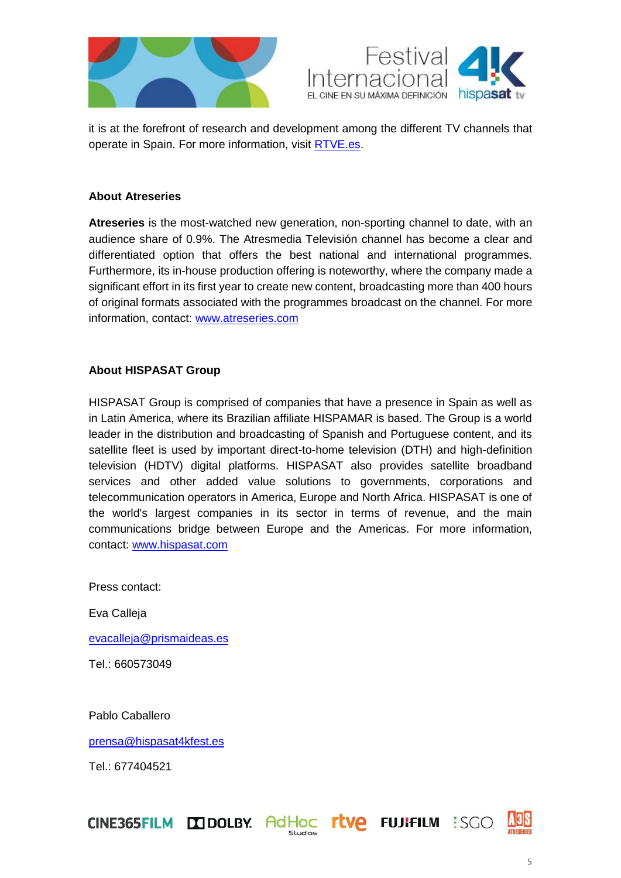it is at the forefront of research and development among the different TV channels that operate in Spain. For more information, visit [RTVE.es](RTVE.es).

**About Atreseries**

**Atreseries** is the most-watched new generation, non-sporting channel to date, with an audience share of 0.9%. The Atresmedia Televisión channel has become a clear and differentiated option that offers the best national and international programmes. Furthermore, its in-house production offering is noteworthy, where the company made a significant effort in its first year to create new content, broadcasting more than 400 hours of original formats associated with the programmes broadcast on the channel. For more information, contact: [www.atreseries.com](www.atreseries.com)

**About HISPASAT Group**

HISPASAT Group is comprised of companies that have a presence in Spain as well as in Latin America, where its Brazilian affiliate HISPAMAR is based. The Group is a world leader in the distribution and broadcasting of Spanish and Portuguese content, and its satellite fleet is used by important direct-to-home television (DTH) and high-definition television (HDTV) digital platforms. HISPASAT also provides satellite broadband services and other added value solutions to governments, corporations and telecommunication operators in America, Europe and North Africa. HISPASAT is one of the world's largest companies in its sector in terms of revenue, and the main communications bridge between Europe and the Americas. For more information, contact: [www.hispasat.com](www.hispasat.com)

Press contact:

Eva Calleja

evacalleja@prismaideas.es

Tel.: 660573049

Pablo Caballero

prensa@hispasat4kfest.es

Tel.: 677404521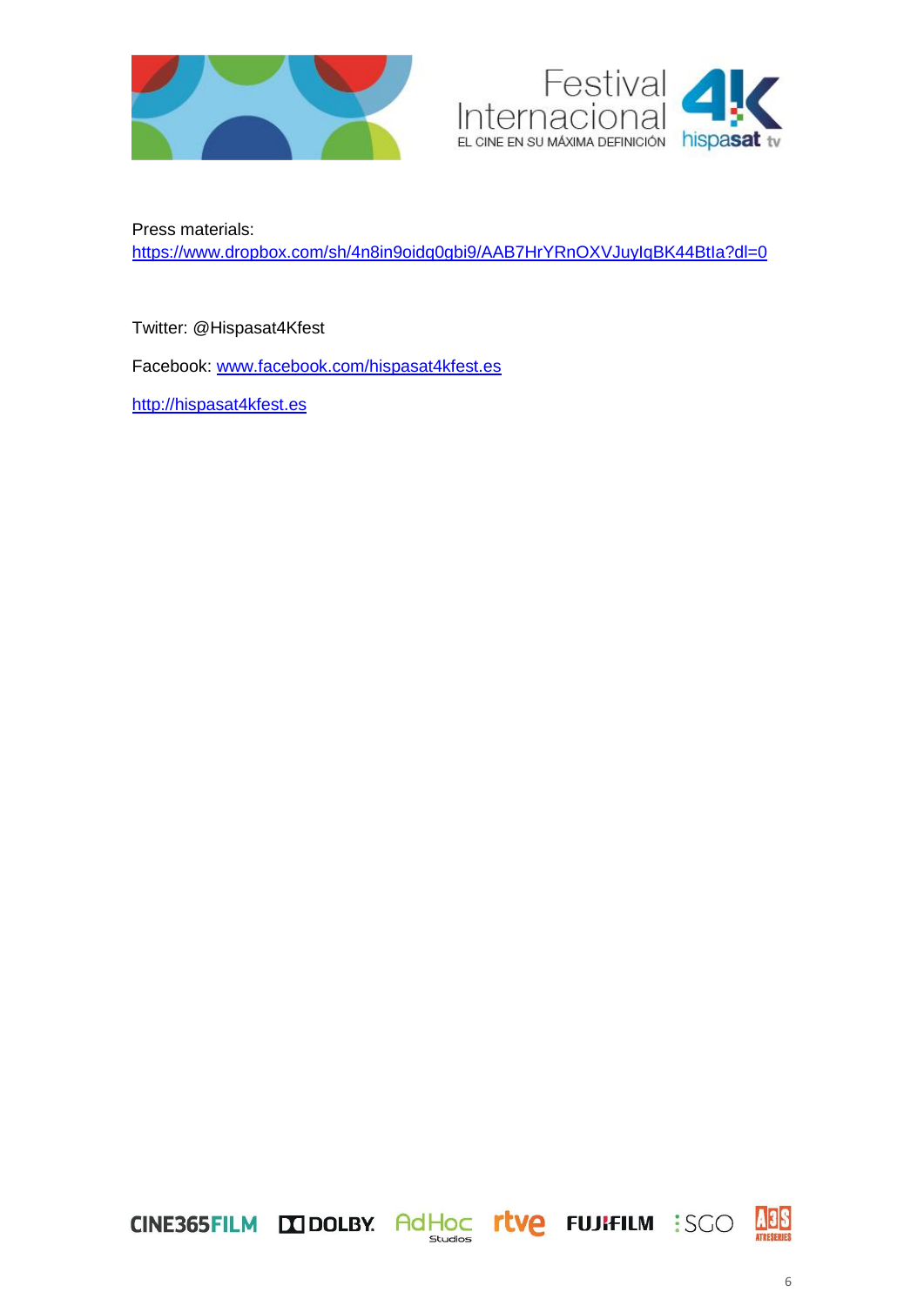Press materials:
https://www.dropbox.com/sh/4n8in9oidq0gbi9/AAB7HrYRnOXVJuylqBK44Btla?dl=0

Twitter: @Hispasat4Kfest

Facebook: www.facebook.com/hispasat4kfest.es

http://hispasat4kfest.es